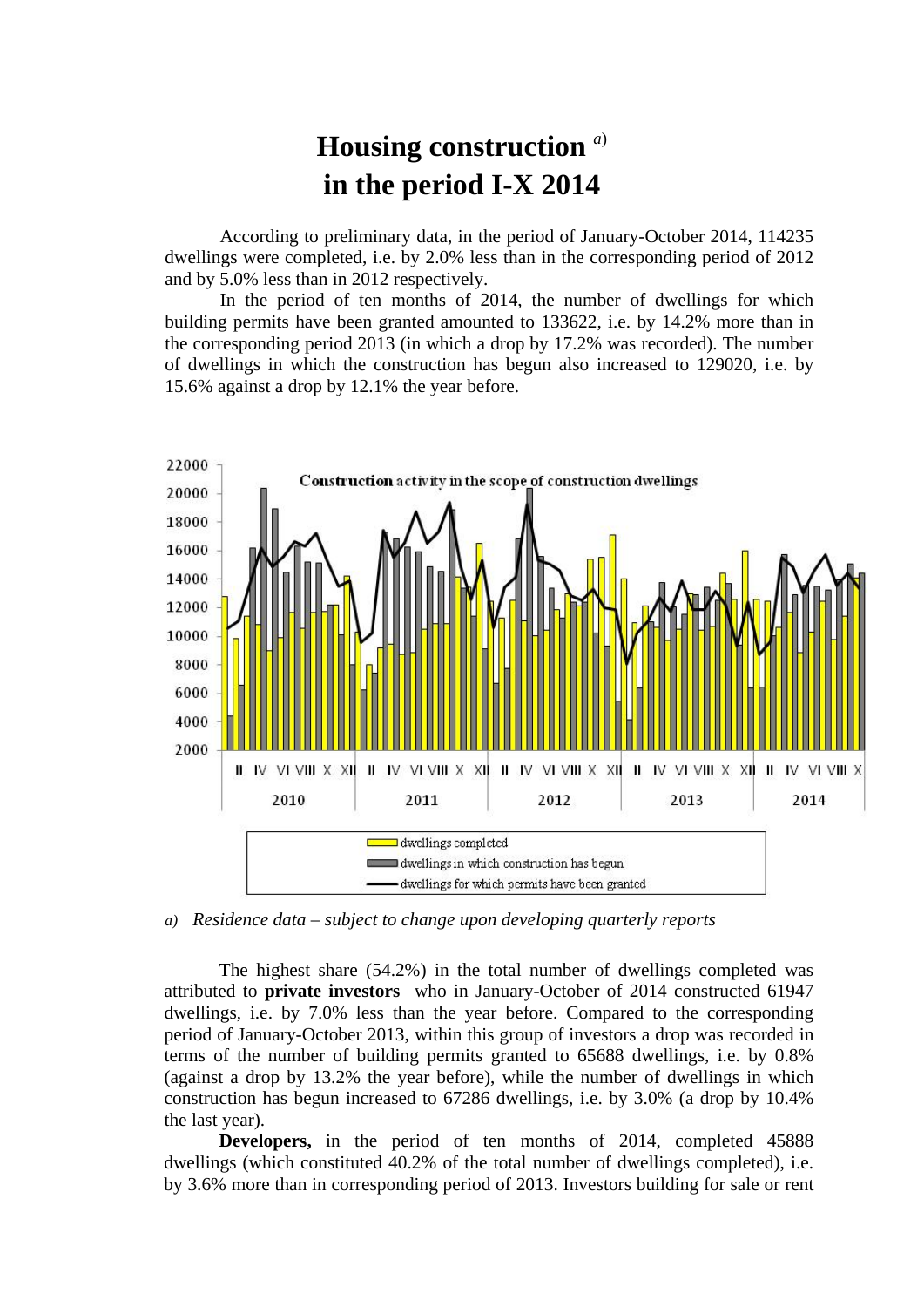# Housing construction [a] in the period I-X 2014

According to preliminary data, in the period of January-October 2014, 114235 dwellings were completed, i.e. by 2.0% less than in the corresponding period of 2012 and by 5.0% less than in 2012 respectively.

In the period of ten months of 2014, the number of dwellings for which building permits have been granted amounted to 133622, i.e. by 14.2% more than in the corresponding period 2013 (in which a drop by 17.2% was recorded). The number of dwellings in which the construction has begun also increased to 129020, i.e. by 15.6% against a drop by 12.1% the year before.

*a) Residence data – subject to change upon developing quarterly reports*

The highest share (54.2%) in the total number of dwellings completed was attributed to **private investors** who in January-October of 2014 constructed 61947 dwellings, i.e. by 7.0% less than the year before. Compared to the corresponding period of January-October 2013, within this group of investors a drop was recorded in terms of the number of building permits granted to 65688 dwellings, i.e. by 0.8% (against a drop by 13.2% the year before), while the number of dwellings in which construction has begun increased to 67286 dwellings, i.e. by 3.0% (a drop by 10.4% the last year).

**Developers,** in the period of ten months of 2014, completed 45888 dwellings (which constituted 40.2% of the total number of dwellings completed), i.e. by 3.6% more than in corresponding period of 2013. Investors building for sale or rent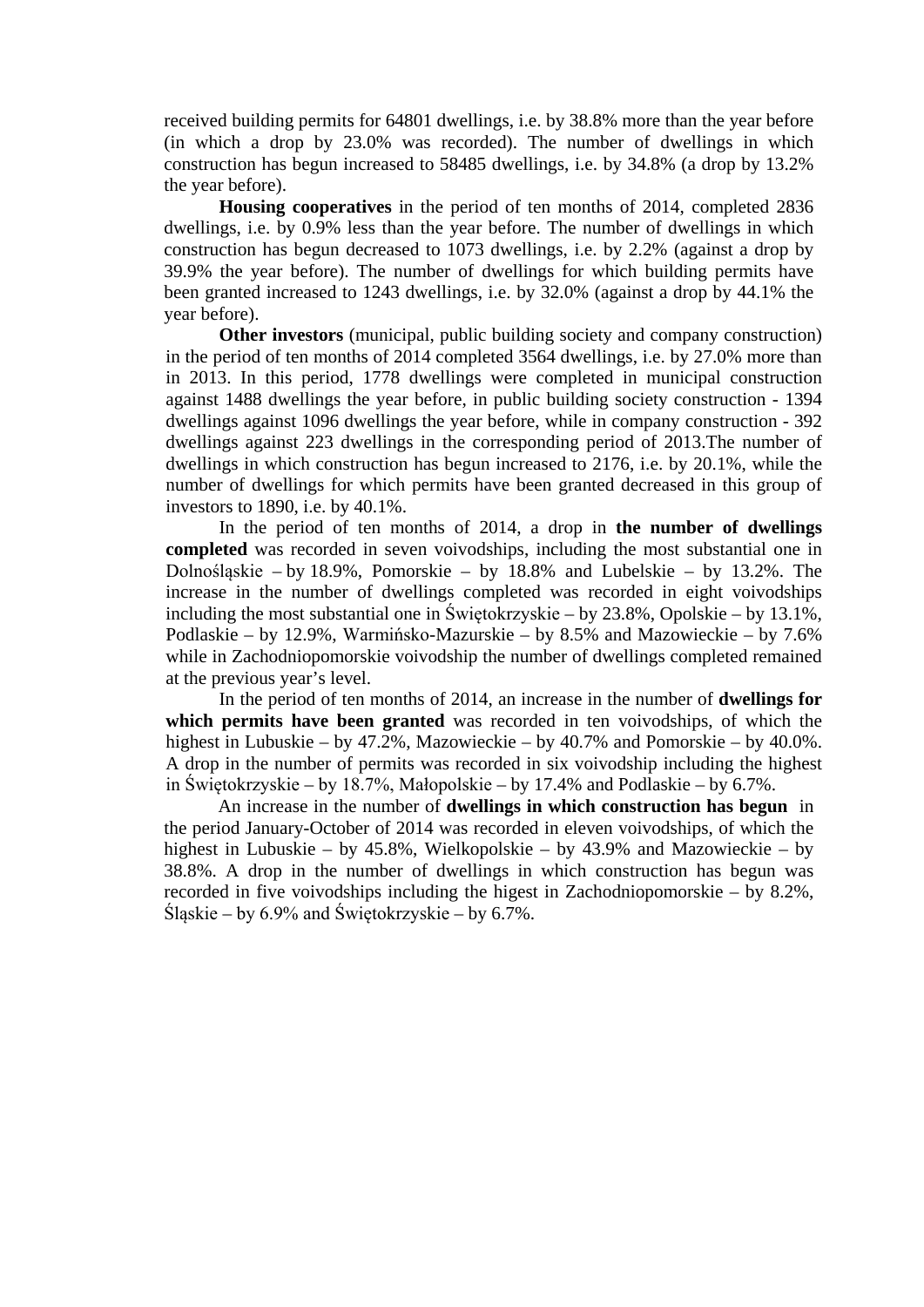received building permits for 64801 dwellings, i.e. by 38.8% more than the year before (in which a drop by 23.0% was recorded). The number of dwellings in which construction has begun increased to 58485 dwellings, i.e. by 34.8% (a drop by 13.2% the year before).

**Housing cooperatives** in the period of ten months of 2014, completed 2836 dwellings, i.e. by 0.9% less than the year before. The number of dwellings in which construction has begun decreased to 1073 dwellings, i.e. by 2.2% (against a drop by 39.9% the year before). The number of dwellings for which building permits have been granted increased to 1243 dwellings, i.e. by 32.0% (against a drop by 44.1% the year before).

**Other investors** (municipal, public building society and company construction) in the period of ten months of 2014 completed 3564 dwellings, i.e. by 27.0% more than in 2013. In this period, 1778 dwellings were completed in municipal construction against 1488 dwellings the year before, in public building society construction - 1394 dwellings against 1096 dwellings the year before, while in company construction - 392 dwellings against 223 dwellings in the corresponding period of 2013.The number of dwellings in which construction has begun increased to 2176, i.e. by 20.1%, while the number of dwellings for which permits have been granted decreased in this group of investors to 1890, i.e. by 40.1%.

In the period of ten months of 2014, a drop in **the number of dwellings completed** was recorded in seven voivodships, including the most substantial one in Dolnośląskie – by 18.9%, Pomorskie – by 18.8% and Lubelskie – by 13.2%. The increase in the number of dwellings completed was recorded in eight voivodships including the most substantial one in Świętokrzyskie – by 23.8%, Opolskie – by 13.1%, Podlaskie – by 12.9%, Warmińsko-Mazurskie – by 8.5% and Mazowieckie – by 7.6% while in Zachodniopomorskie voivodship the number of dwellings completed remained at the previous year's level.

In the period of ten months of 2014, an increase in the number of **dwellings for which permits have been granted** was recorded in ten voivodships, of which the highest in Lubuskie – by 47.2%, Mazowieckie – by 40.7% and Pomorskie – by 40.0%. A drop in the number of permits was recorded in six voivodship including the highest in Świętokrzyskie – by 18.7%, Małopolskie – by 17.4% and Podlaskie – by 6.7%.

An increase in the number of **dwellings in which construction has begun** in the period January-October of 2014 was recorded in eleven voivodships, of which the highest in Lubuskie – by 45.8%, Wielkopolskie – by 43.9% and Mazowieckie – by 38.8%. A drop in the number of dwellings in which construction has begun was recorded in five voivodships including the higest in Zachodniopomorskie – by 8.2%, Śląskie – by 6.9% and Świętokrzyskie – by 6.7%.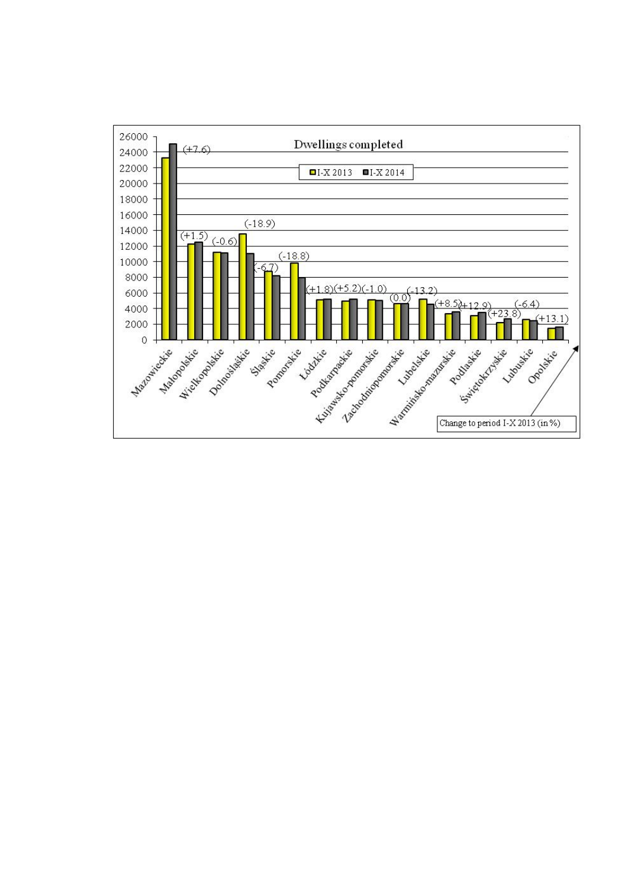**Dwellings completed**

I-X 2013 | I-X 2014

| Voivodeship | Change to period I-X 2013 (in %) |
|---|---|
| Mazowieckie | (+7.6) |
| Małopolskie | (+1.5) |
| Wielkopolskie | (-0.6) |
| Dolnośląskie | (-18.9) |
| Śląskie | (-6.7) |
| Pomorskie | (-18.8) |
| Łódzkie | (+1.8) |
| Podkarpackie | (+5.2) |
| Kujawsko-pomorskie | (-1.0) |
| Zachodniopomorskie | (0.0) |
| Lubelskie | (-13.2) |
| Warmińsko-mazurskie | (+8.5) |
| Podlaskie | (+12.9) |
| Świętokrzyskie | (+23.8) |
| Lubuskie | (-6.4) |
| Opolskie | (+13.1) |

Change to period I-X 2013 (in %)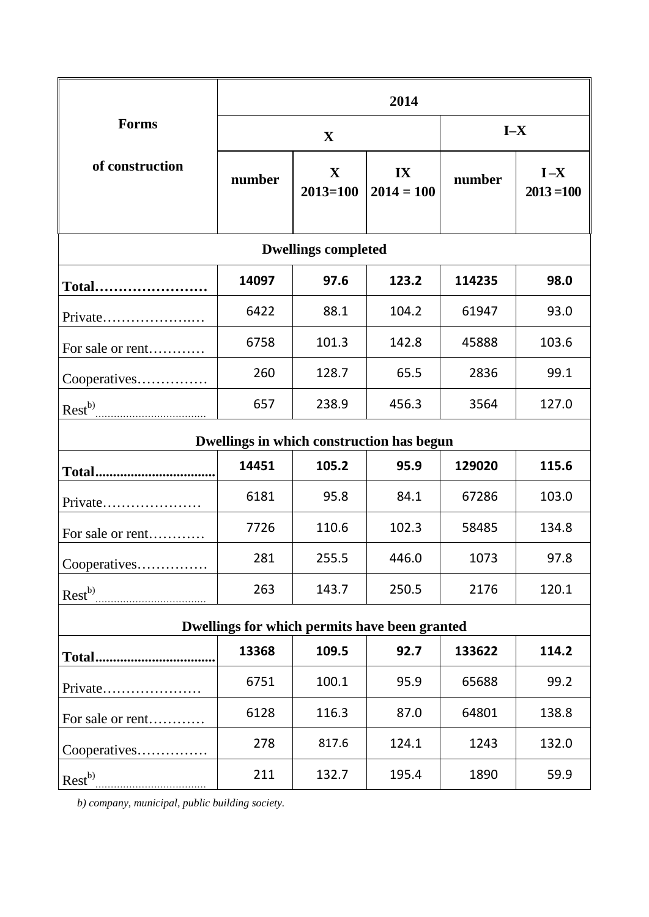| Forms of construction | 2014 | | | | |
|---|---|---|---|---|---|
| | X | | | I–X | |
| | number | X 2013=100 | IX 2014 = 100 | number | I –X 2013 =100 |
| **Dwellings completed** | | | | | |
| **Total……………………** | **14097** | **97.6** | **123.2** | **114235** | **98.0** |
| Private………………..… | 6422 | 88.1 | 104.2 | 61947 | 93.0 |
| For sale or rent………… | 6758 | 101.3 | 142.8 | 45888 | 103.6 |
| Cooperatives…………… | 260 | 128.7 | 65.5 | 2836 | 99.1 |
| Rest[b)]……………………………… | 657 | 238.9 | 456.3 | 3564 | 127.0 |
| **Dwellings in which construction has begun** | | | | | |
| **Total.................................** | **14451** | **105.2** | **95.9** | **129020** | **115.6** |
| Private………………… | 6181 | 95.8 | 84.1 | 67286 | 103.0 |
| For sale or rent………… | 7726 | 110.6 | 102.3 | 58485 | 134.8 |
| Cooperatives…………… | 281 | 255.5 | 446.0 | 1073 | 97.8 |
| Rest[b)]……………………………… | 263 | 143.7 | 250.5 | 2176 | 120.1 |
| **Dwellings for which permits have been granted** | | | | | |
| **Total.................................** | **13368** | **109.5** | **92.7** | **133622** | **114.2** |
| Private………………… | 6751 | 100.1 | 95.9 | 65688 | 99.2 |
| For sale or rent………… | 6128 | 116.3 | 87.0 | 64801 | 138.8 |
| Cooperatives…………… | 278 | 817.6 | 124.1 | 1243 | 132.0 |
| Rest[b)]……………………………… | 211 | 132.7 | 195.4 | 1890 | 59.9 |

*b) company, municipal, public building society.*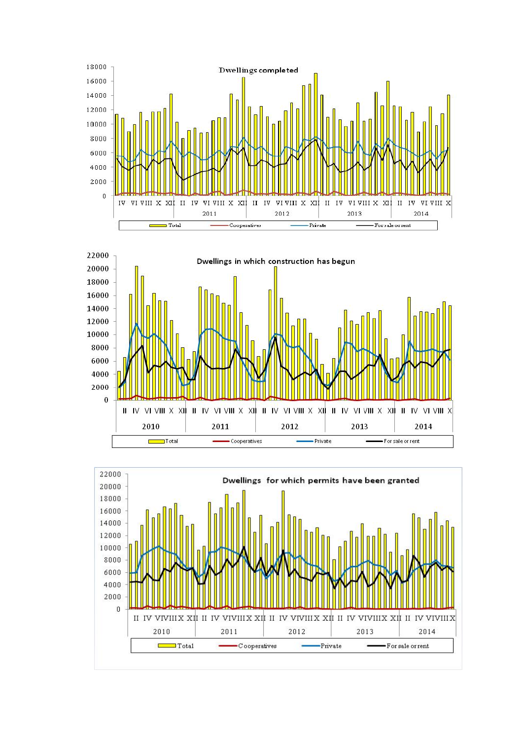Dwellings completed

18000
16000
14000
12000
10000
8000
6000
4000
2000
0

IV VI VIII X XII II IV VI VIII X XII II IV VI VIII X XII II IV VI VIII X XII II IV VI VIII X

2011 2012 2013 2014

Total Cooperatives Private For sale or rent

Dwellings in which construction has begun

22000
20000
18000
16000
14000
12000
10000
8000
6000
4000
2000
0

II IV VI VIII X XII II IV VI VIII X XII II IV VI VIII X XII II IV VI VIII X XII II IV VI VIII X

2010 2011 2012 2013 2014

Total Cooperatives Private For sale or rent

Dwellings for which permits have been granted

22000
20000
18000
16000
14000
12000
10000
8000
6000
4000
2000
0

II IV VIVIII X XII II IV VIVIII X XII II IV VIVIII X XII II IV VIVIII X XII II IV VIVIII X

2010 2011 2012 2013 2014

Total Cooperatives Private For sale or rent